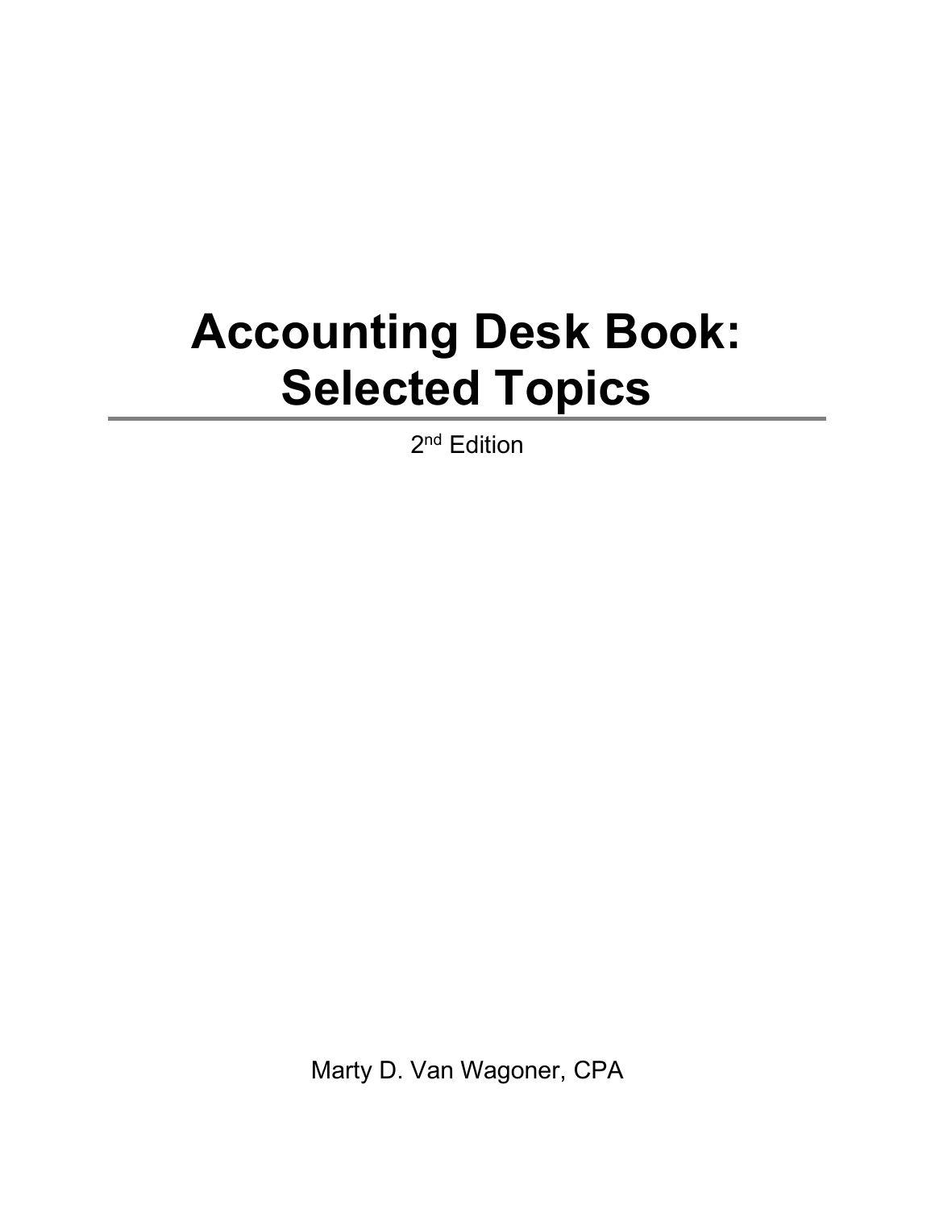# Accounting Desk Book: Selected Topics

2nd Edition

Marty D. Van Wagoner, CPA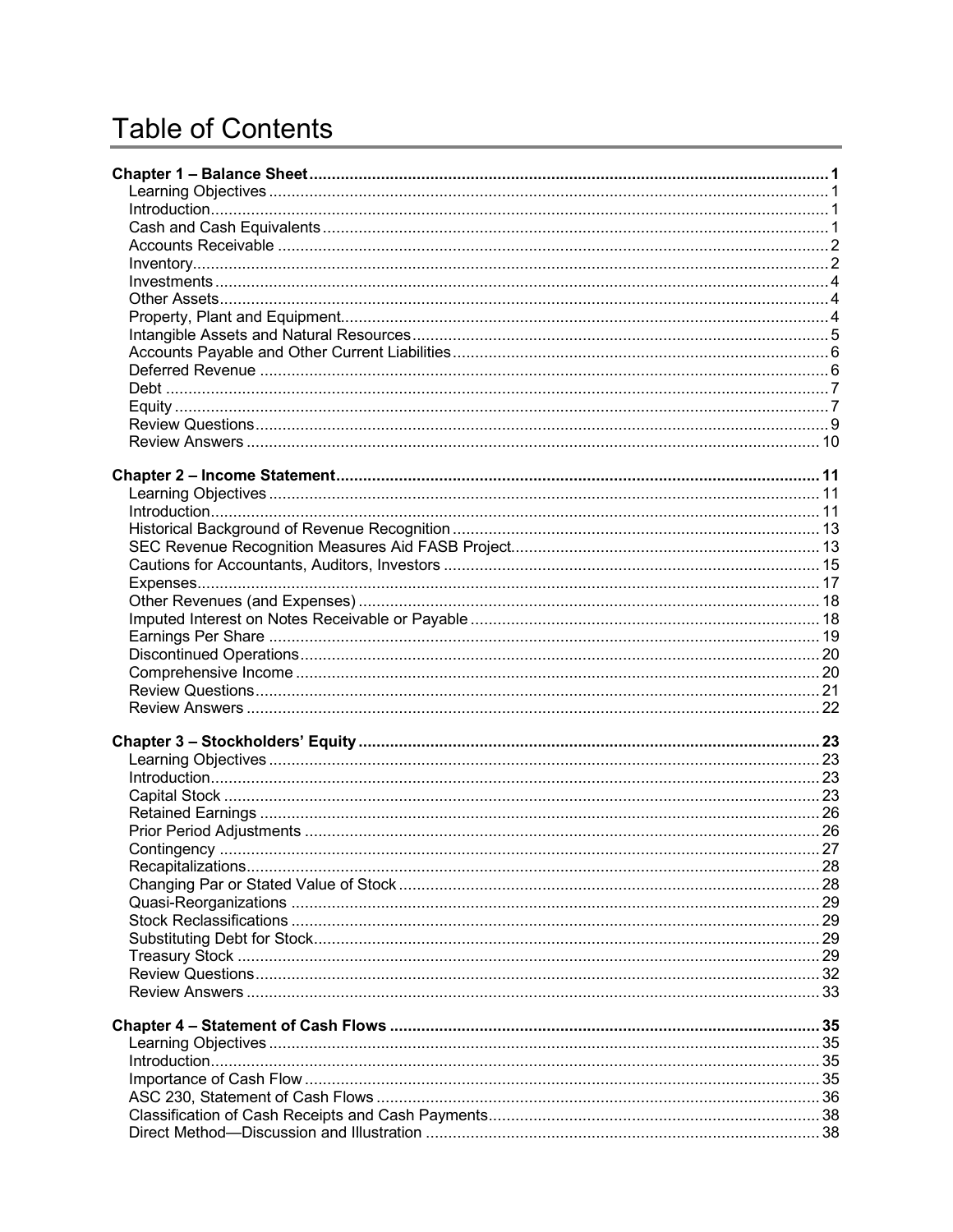# Table of Contents

**Chapter 1 – Balance Sheet** ..... **1**
- Learning Objectives ..... 1
- Introduction ..... 1
- Cash and Cash Equivalents ..... 1
- Accounts Receivable ..... 2
- Inventory ..... 2
- Investments ..... 4
- Other Assets ..... 4
- Property, Plant and Equipment ..... 4
- Intangible Assets and Natural Resources ..... 5
- Accounts Payable and Other Current Liabilities ..... 6
- Deferred Revenue ..... 6
- Debt ..... 7
- Equity ..... 7
- Review Questions ..... 9
- Review Answers ..... 10

**Chapter 2 – Income Statement** ..... **11**
- Learning Objectives ..... 11
- Introduction ..... 11
- Historical Background of Revenue Recognition ..... 13
- SEC Revenue Recognition Measures Aid FASB Project ..... 13
- Cautions for Accountants, Auditors, Investors ..... 15
- Expenses ..... 17
- Other Revenues (and Expenses) ..... 18
- Imputed Interest on Notes Receivable or Payable ..... 18
- Earnings Per Share ..... 19
- Discontinued Operations ..... 20
- Comprehensive Income ..... 20
- Review Questions ..... 21
- Review Answers ..... 22

**Chapter 3 – Stockholders' Equity** ..... **23**
- Learning Objectives ..... 23
- Introduction ..... 23
- Capital Stock ..... 23
- Retained Earnings ..... 26
- Prior Period Adjustments ..... 26
- Contingency ..... 27
- Recapitalizations ..... 28
- Changing Par or Stated Value of Stock ..... 28
- Quasi-Reorganizations ..... 29
- Stock Reclassifications ..... 29
- Substituting Debt for Stock ..... 29
- Treasury Stock ..... 29
- Review Questions ..... 32
- Review Answers ..... 33

**Chapter 4 – Statement of Cash Flows** ..... **35**
- Learning Objectives ..... 35
- Introduction ..... 35
- Importance of Cash Flow ..... 35
- ASC 230, Statement of Cash Flows ..... 36
- Classification of Cash Receipts and Cash Payments ..... 38
- Direct Method—Discussion and Illustration ..... 38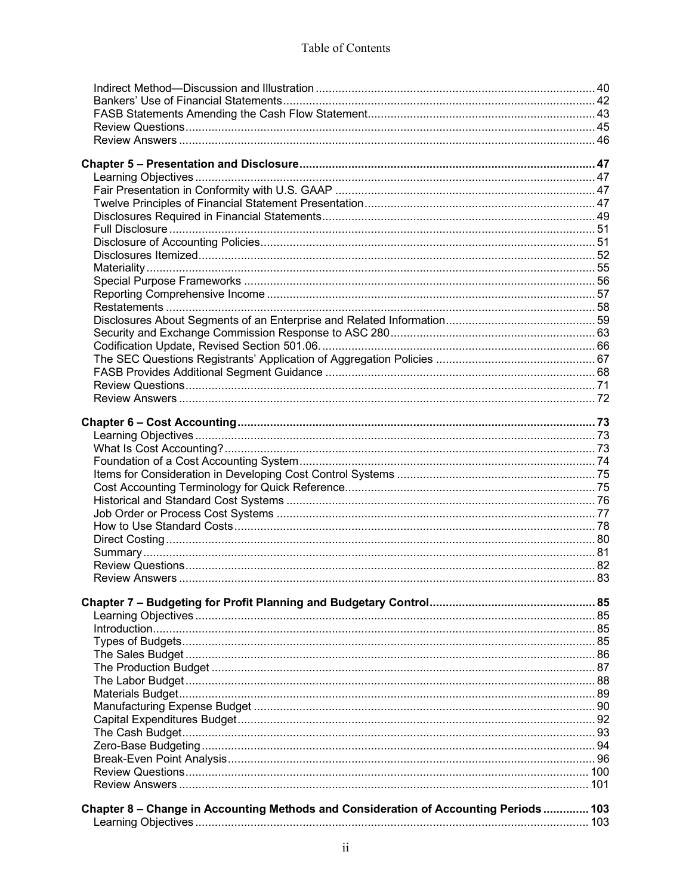Indirect Method—Discussion and Illustration ..... 40
Bankers' Use of Financial Statements ..... 42
FASB Statements Amending the Cash Flow Statement ..... 43
Review Questions ..... 45
Review Answers ..... 46

**Chapter 5 – Presentation and Disclosure ..... 47**
Learning Objectives ..... 47
Fair Presentation in Conformity with U.S. GAAP ..... 47
Twelve Principles of Financial Statement Presentation ..... 47
Disclosures Required in Financial Statements ..... 49
Full Disclosure ..... 51
Disclosure of Accounting Policies ..... 51
Disclosures Itemized ..... 52
Materiality ..... 55
Special Purpose Frameworks ..... 56
Reporting Comprehensive Income ..... 57
Restatements ..... 58
Disclosures About Segments of an Enterprise and Related Information ..... 59
Security and Exchange Commission Response to ASC 280 ..... 63
Codification Update, Revised Section 501.06. ..... 66
The SEC Questions Registrants' Application of Aggregation Policies ..... 67
FASB Provides Additional Segment Guidance ..... 68
Review Questions ..... 71
Review Answers ..... 72

**Chapter 6 – Cost Accounting ..... 73**
Learning Objectives ..... 73
What Is Cost Accounting? ..... 73
Foundation of a Cost Accounting System ..... 74
Items for Consideration in Developing Cost Control Systems ..... 75
Cost Accounting Terminology for Quick Reference ..... 75
Historical and Standard Cost Systems ..... 76
Job Order or Process Cost Systems ..... 77
How to Use Standard Costs ..... 78
Direct Costing ..... 80
Summary ..... 81
Review Questions ..... 82
Review Answers ..... 83

**Chapter 7 – Budgeting for Profit Planning and Budgetary Control ..... 85**
Learning Objectives ..... 85
Introduction ..... 85
Types of Budgets ..... 85
The Sales Budget ..... 86
The Production Budget ..... 87
The Labor Budget ..... 88
Materials Budget ..... 89
Manufacturing Expense Budget ..... 90
Capital Expenditures Budget ..... 92
The Cash Budget ..... 93
Zero-Base Budgeting ..... 94
Break-Even Point Analysis ..... 96
Review Questions ..... 100
Review Answers ..... 101

**Chapter 8 – Change in Accounting Methods and Consideration of Accounting Periods ..... 103**
Learning Objectives ..... 103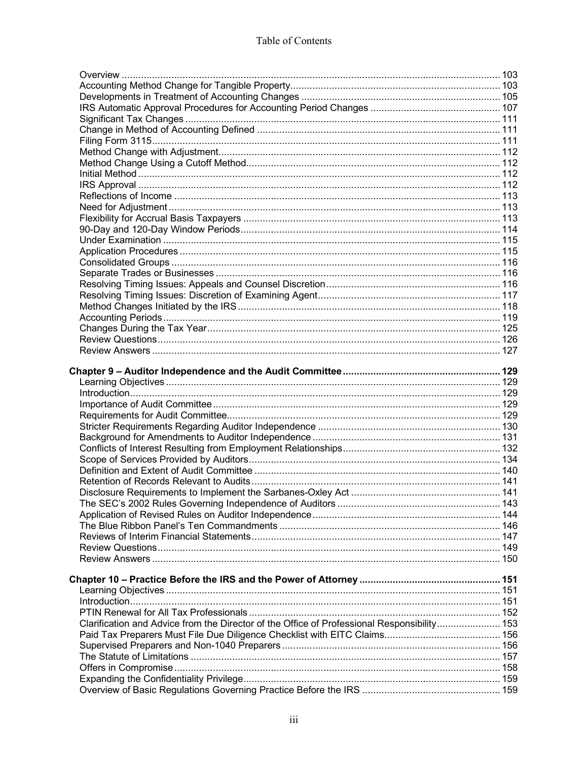Overview ... 103
Accounting Method Change for Tangible Property ... 103
Developments in Treatment of Accounting Changes ... 105
IRS Automatic Approval Procedures for Accounting Period Changes ... 107
Significant Tax Changes ... 111
Change in Method of Accounting Defined ... 111
Filing Form 3115 ... 111
Method Change with Adjustment ... 112
Method Change Using a Cutoff Method ... 112
Initial Method ... 112
IRS Approval ... 112
Reflections of Income ... 113
Need for Adjustment ... 113
Flexibility for Accrual Basis Taxpayers ... 113
90-Day and 120-Day Window Periods ... 114
Under Examination ... 115
Application Procedures ... 115
Consolidated Groups ... 116
Separate Trades or Businesses ... 116
Resolving Timing Issues: Appeals and Counsel Discretion ... 116
Resolving Timing Issues: Discretion of Examining Agent ... 117
Method Changes Initiated by the IRS ... 118
Accounting Periods ... 119
Changes During the Tax Year ... 125
Review Questions ... 126
Review Answers ... 127

**Chapter 9 – Auditor Independence and the Audit Committee ... 129**

Learning Objectives ... 129
Introduction ... 129
Importance of Audit Committee ... 129
Requirements for Audit Committee ... 129
Stricter Requirements Regarding Auditor Independence ... 130
Background for Amendments to Auditor Independence ... 131
Conflicts of Interest Resulting from Employment Relationships ... 132
Scope of Services Provided by Auditors ... 134
Definition and Extent of Audit Committee ... 140
Retention of Records Relevant to Audits ... 141
Disclosure Requirements to Implement the Sarbanes-Oxley Act ... 141
The SEC's 2002 Rules Governing Independence of Auditors ... 143
Application of Revised Rules on Auditor Independence ... 144
The Blue Ribbon Panel's Ten Commandments ... 146
Reviews of Interim Financial Statements ... 147
Review Questions ... 149
Review Answers ... 150

**Chapter 10 – Practice Before the IRS and the Power of Attorney ... 151**

Learning Objectives ... 151
Introduction ... 151
PTIN Renewal for All Tax Professionals ... 152
Clarification and Advice from the Director of the Office of Professional Responsibility ... 153
Paid Tax Preparers Must File Due Diligence Checklist with EITC Claims ... 156
Supervised Preparers and Non-1040 Preparers ... 156
The Statute of Limitations ... 157
Offers in Compromise ... 158
Expanding the Confidentiality Privilege ... 159
Overview of Basic Regulations Governing Practice Before the IRS ... 159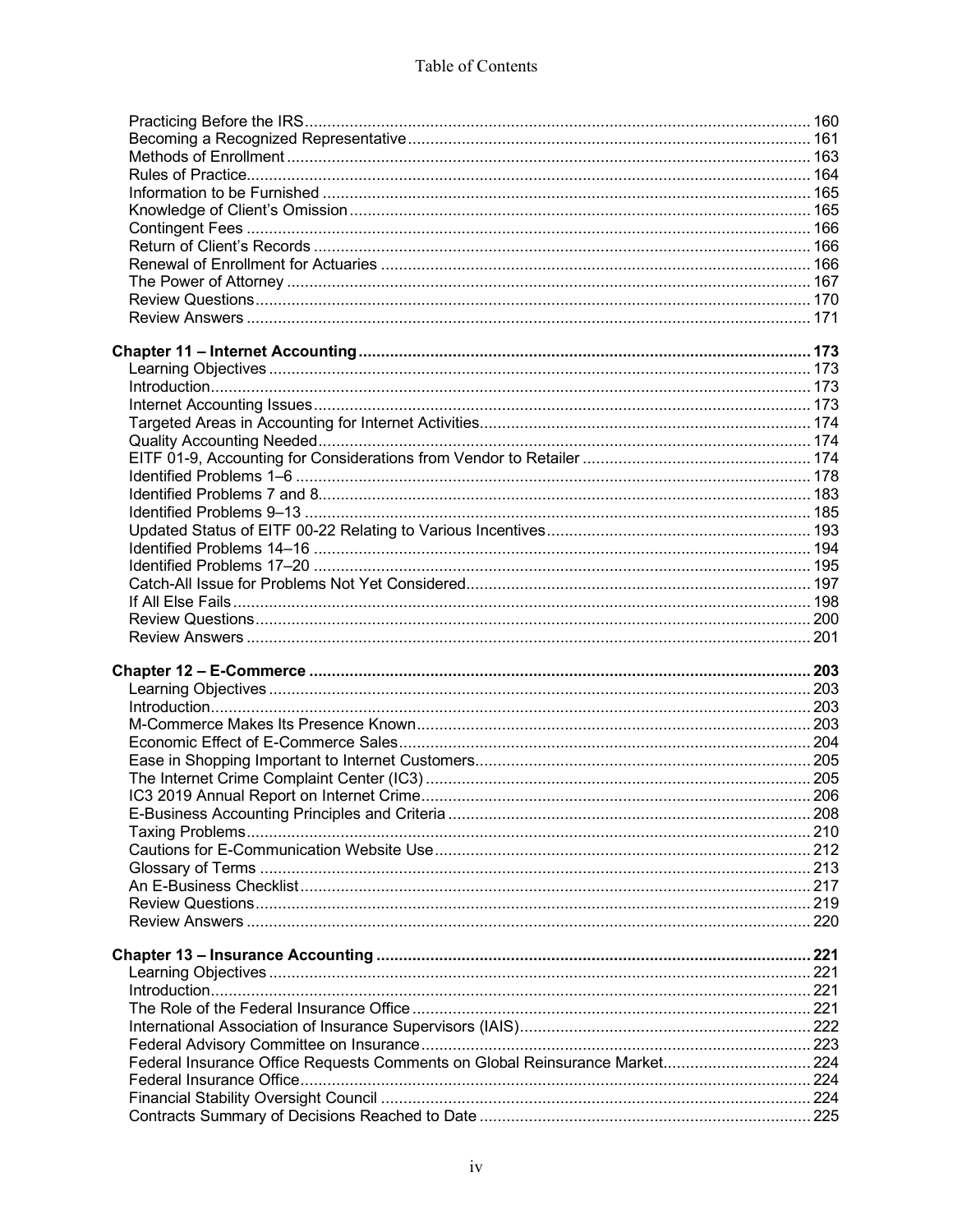Practicing Before the IRS ..... 160
Becoming a Recognized Representative ..... 161
Methods of Enrollment ..... 163
Rules of Practice ..... 164
Information to be Furnished ..... 165
Knowledge of Client's Omission ..... 165
Contingent Fees ..... 166
Return of Client's Records ..... 166
Renewal of Enrollment for Actuaries ..... 166
The Power of Attorney ..... 167
Review Questions ..... 170
Review Answers ..... 171

**Chapter 11 – Internet Accounting ..... 173**
Learning Objectives ..... 173
Introduction ..... 173
Internet Accounting Issues ..... 173
Targeted Areas in Accounting for Internet Activities ..... 174
Quality Accounting Needed ..... 174
EITF 01-9, Accounting for Considerations from Vendor to Retailer ..... 174
Identified Problems 1–6 ..... 178
Identified Problems 7 and 8 ..... 183
Identified Problems 9–13 ..... 185
Updated Status of EITF 00-22 Relating to Various Incentives ..... 193
Identified Problems 14–16 ..... 194
Identified Problems 17–20 ..... 195
Catch-All Issue for Problems Not Yet Considered ..... 197
If All Else Fails ..... 198
Review Questions ..... 200
Review Answers ..... 201

**Chapter 12 – E-Commerce ..... 203**
Learning Objectives ..... 203
Introduction ..... 203
M-Commerce Makes Its Presence Known ..... 203
Economic Effect of E-Commerce Sales ..... 204
Ease in Shopping Important to Internet Customers ..... 205
The Internet Crime Complaint Center (IC3) ..... 205
IC3 2019 Annual Report on Internet Crime ..... 206
E-Business Accounting Principles and Criteria ..... 208
Taxing Problems ..... 210
Cautions for E-Communication Website Use ..... 212
Glossary of Terms ..... 213
An E-Business Checklist ..... 217
Review Questions ..... 219
Review Answers ..... 220

**Chapter 13 – Insurance Accounting ..... 221**
Learning Objectives ..... 221
Introduction ..... 221
The Role of the Federal Insurance Office ..... 221
International Association of Insurance Supervisors (IAIS) ..... 222
Federal Advisory Committee on Insurance ..... 223
Federal Insurance Office Requests Comments on Global Reinsurance Market ..... 224
Federal Insurance Office ..... 224
Financial Stability Oversight Council ..... 224
Contracts Summary of Decisions Reached to Date ..... 225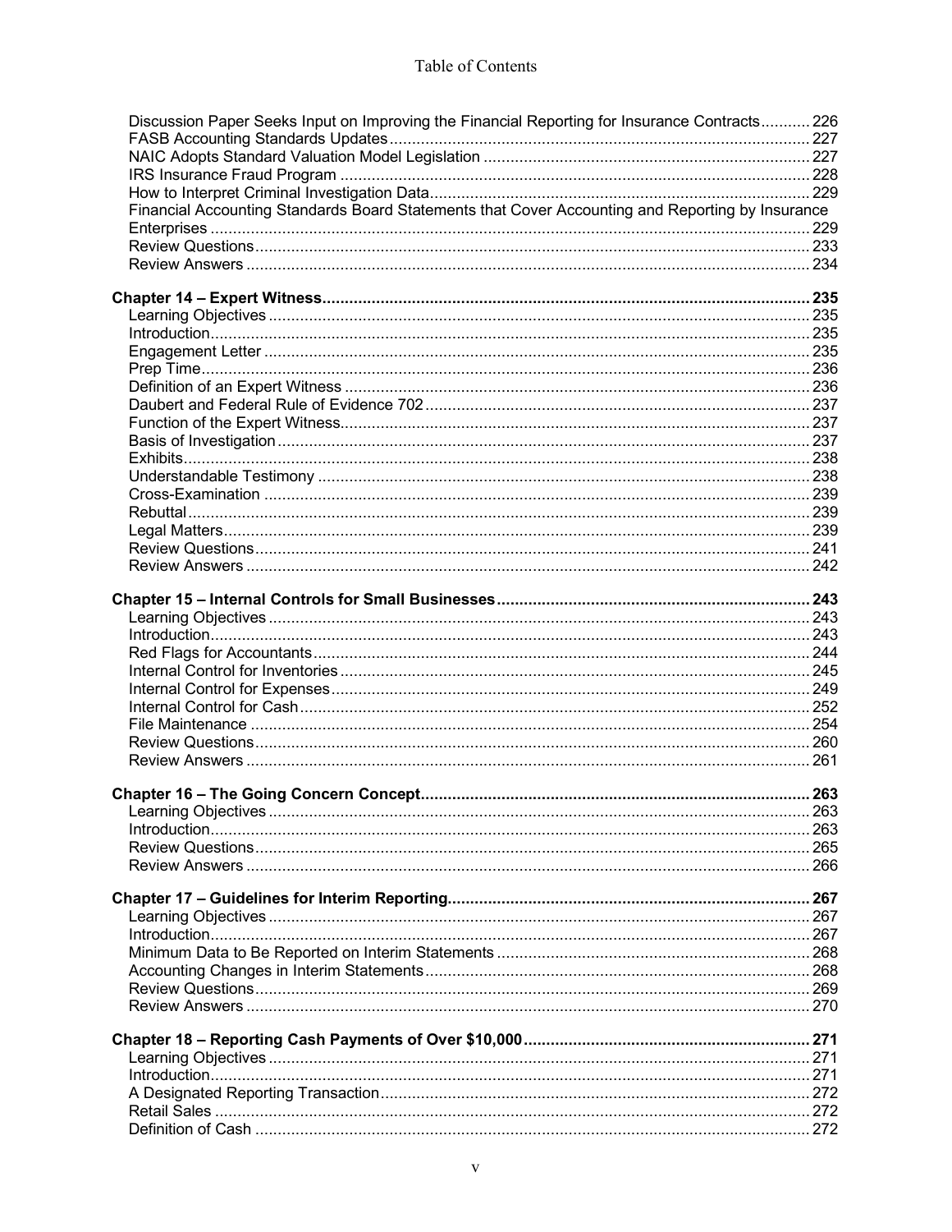Table of Contents

Discussion Paper Seeks Input on Improving the Financial Reporting for Insurance Contracts ........... 226
FASB Accounting Standards Updates ........... 227
NAIC Adopts Standard Valuation Model Legislation ........... 227
IRS Insurance Fraud Program ........... 228
How to Interpret Criminal Investigation Data ........... 229
Financial Accounting Standards Board Statements that Cover Accounting and Reporting by Insurance Enterprises ........... 229
Review Questions ........... 233
Review Answers ........... 234

**Chapter 14 – Expert Witness ........... 235**
Learning Objectives ........... 235
Introduction ........... 235
Engagement Letter ........... 235
Prep Time ........... 236
Definition of an Expert Witness ........... 236
Daubert and Federal Rule of Evidence 702 ........... 237
Function of the Expert Witness ........... 237
Basis of Investigation ........... 237
Exhibits ........... 238
Understandable Testimony ........... 238
Cross-Examination ........... 239
Rebuttal ........... 239
Legal Matters ........... 239
Review Questions ........... 241
Review Answers ........... 242

**Chapter 15 – Internal Controls for Small Businesses ........... 243**
Learning Objectives ........... 243
Introduction ........... 243
Red Flags for Accountants ........... 244
Internal Control for Inventories ........... 245
Internal Control for Expenses ........... 249
Internal Control for Cash ........... 252
File Maintenance ........... 254
Review Questions ........... 260
Review Answers ........... 261

**Chapter 16 – The Going Concern Concept ........... 263**
Learning Objectives ........... 263
Introduction ........... 263
Review Questions ........... 265
Review Answers ........... 266

**Chapter 17 – Guidelines for Interim Reporting ........... 267**
Learning Objectives ........... 267
Introduction ........... 267
Minimum Data to Be Reported on Interim Statements ........... 268
Accounting Changes in Interim Statements ........... 268
Review Questions ........... 269
Review Answers ........... 270

**Chapter 18 – Reporting Cash Payments of Over $10,000 ........... 271**
Learning Objectives ........... 271
Introduction ........... 271
A Designated Reporting Transaction ........... 272
Retail Sales ........... 272
Definition of Cash ........... 272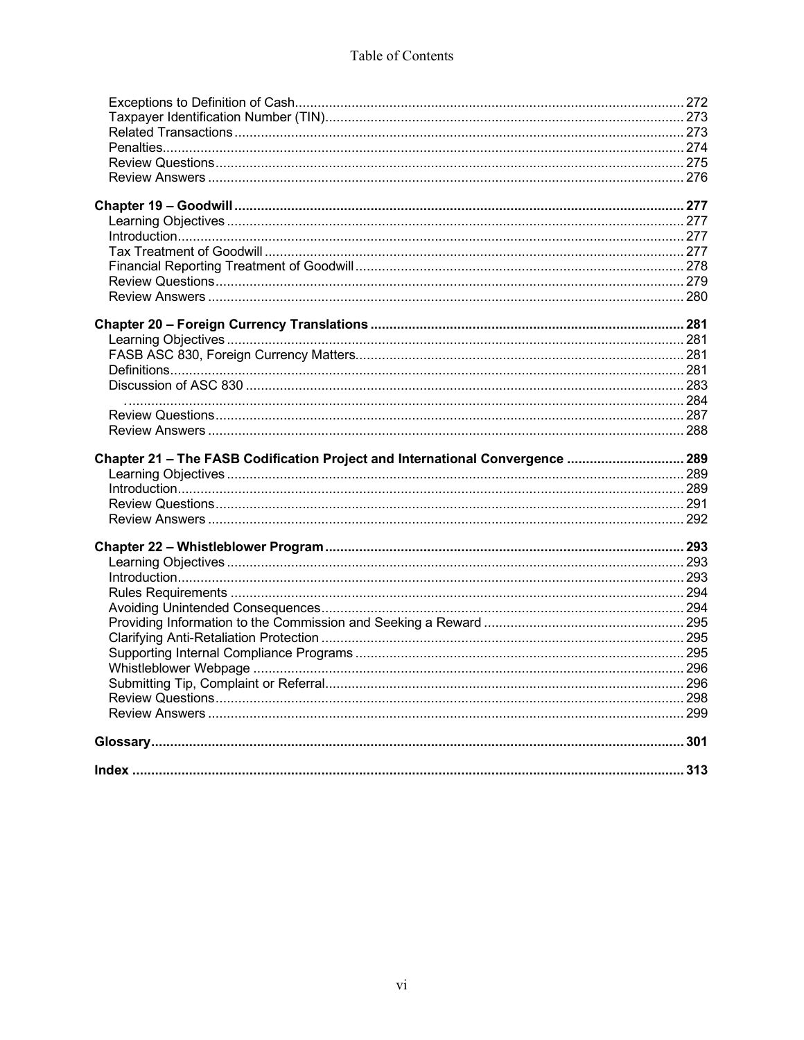Exceptions to Definition of Cash ..... 272
Taxpayer Identification Number (TIN) ..... 273
Related Transactions ..... 273
Penalties ..... 274
Review Questions ..... 275
Review Answers ..... 276

**Chapter 19 – Goodwill ..... 277**
Learning Objectives ..... 277
Introduction ..... 277
Tax Treatment of Goodwill ..... 277
Financial Reporting Treatment of Goodwill ..... 278
Review Questions ..... 279
Review Answers ..... 280

**Chapter 20 – Foreign Currency Translations ..... 281**
Learning Objectives ..... 281
FASB ASC 830, Foreign Currency Matters ..... 281
Definitions ..... 281
Discussion of ASC 830 ..... 283
. ..... 284
Review Questions ..... 287
Review Answers ..... 288

**Chapter 21 – The FASB Codification Project and International Convergence ..... 289**
Learning Objectives ..... 289
Introduction ..... 289
Review Questions ..... 291
Review Answers ..... 292

**Chapter 22 – Whistleblower Program ..... 293**
Learning Objectives ..... 293
Introduction ..... 293
Rules Requirements ..... 294
Avoiding Unintended Consequences ..... 294
Providing Information to the Commission and Seeking a Reward ..... 295
Clarifying Anti-Retaliation Protection ..... 295
Supporting Internal Compliance Programs ..... 295
Whistleblower Webpage ..... 296
Submitting Tip, Complaint or Referral ..... 296
Review Questions ..... 298
Review Answers ..... 299

**Glossary ..... 301**

**Index ..... 313**